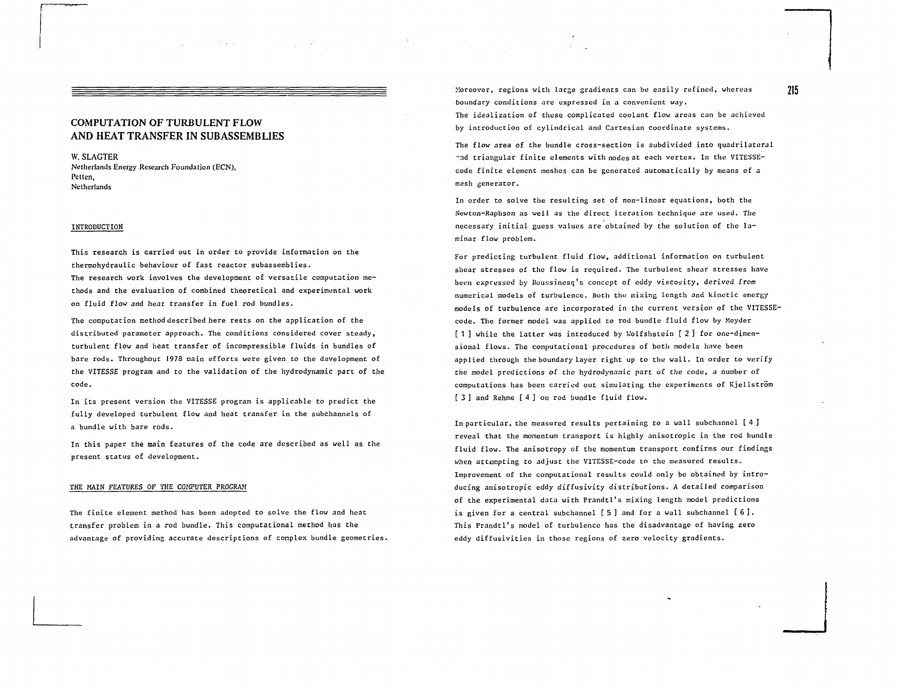# COMPUTATION OF TURBULENT FLOW AND HEAT TRANSFER IN SUBASSEMBLIES

W. SLAGTER
Netherlands Energy Research Foundation (ECN),
Petten,
Netherlands

## INTRODUCTION

This research is carried out in order to provide information on the thermohydraulic behaviour of fast reactor subassemblies.
The research work involves the development of versatile computation methods and the evaluation of combined theoretical and experimental work on fluid flow and heat transfer in fuel rod bundles.

The computation method described here rests on the application of the distributed parameter approach. The conditions considered cover steady, turbulent flow and heat transfer of incompressible fluids in bundles of bare rods. Throughout 1978 main efforts were given to the development of the VITESSE program and to the validation of the hydrodynamic part of the code.

In its present version the VITESSE program is applicable to predict the fully developed turbulent flow and heat transfer in the subchannels of a bundle with bare rods.

In this paper the main features of the code are described as well as the present status of development.

## THE MAIN FEATURES OF THE COMPUTER PROGRAM

The finite element method has been adopted to solve the flow and heat transfer problem in a rod bundle. This computational method has the advantage of providing accurate descriptions of complex bundle geometries. Moreover, regions with large gradients can be easily refined, whereas boundary conditions are expressed in a convenient way.
The idealization of these complicated coolant flow areas can be achieved by introduction of cylindrical and Cartesian coordinate systems.

The flow area of the bundle cross-section is subdivided into quadrilateral and triangular finite elements with nodes at each vertex. In the VITESSE-code finite element meshes can be generated automatically by means of a mesh generator.

In order to solve the resulting set of non-linear equations, both the Newton-Raphson as well as the direct iteration technique are used. The necessary initial guess values are obtained by the solution of the laminar flow problem.

For predicting turbulent fluid flow, additional information on turbulent shear stresses of the flow is required. The turbulent shear stresses have been expressed by Boussinesq's concept of eddy viscosity, derived from numerical models of turbulence. Both the mixing length and kinetic energy models of turbulence are incorporated in the current version of the VITESSE-code. The former model was applied to rod bundle fluid flow by Meyder [1] while the latter was introduced by Wolfshstein [2] for one-dimensional flows. The computational procedures of both models have been applied through the boundary layer right up to the wall. In order to verify the model predictions of the hydrodynamic part of the code, a number of computations has been carried out simulating the experiments of Kjellström [3] and Rehme [4] on rod bundle fluid flow.

In particular, the measured results pertaining to a wall subchannel [4] reveal that the momentum transport is highly anisotropic in the rod bundle fluid flow. The anisotropy of the momentum transport confirms our findings when attempting to adjust the VITESSE-code to the measured results. Improvement of the computational results could only be obtained by introducing anisotropic eddy diffusivity distributions. A detailed comparison of the experimental data with Prandtl's mixing length model predictions is given for a central subchannel [5] and for a wall subchannel [6]. This Prandtl's model of turbulence has the disadvantage of having zero eddy diffusivities in those regions of zero velocity gradients.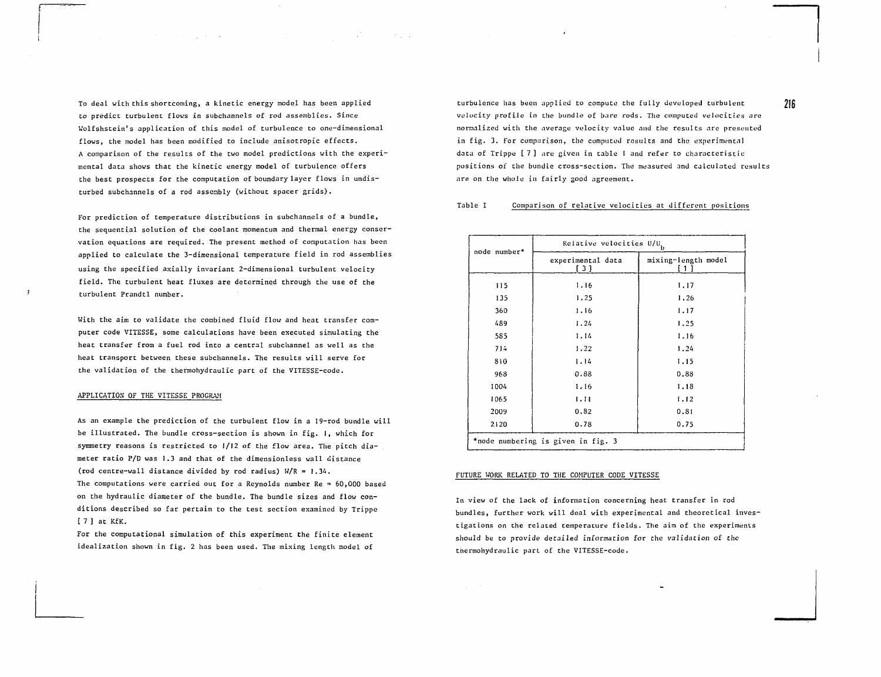To deal with this shortcoming, a kinetic energy model has been applied to predict turbulent flows in subchannels of rod assemblies. Since Wolfshstein's application of this model of turbulence to one-dimensional flows, the model has been modified to include anisotropic effects. A comparison of the results of the two model predictions with the experimental data shows that the kinetic energy model of turbulence offers the best prospects for the computation of boundary layer flows in undisturbed subchannels of a rod assembly (without spacer grids).

For prediction of temperature distributions in subchannels of a bundle, the sequential solution of the coolant momentum and thermal energy conservation equations are required. The present method of computation has been applied to calculate the 3-dimensional temperature field in rod assemblies using the specified axially invariant 2-dimensional turbulent velocity field. The turbulent heat fluxes are determined through the use of the turbulent Prandtl number.

With the aim to validate the combined fluid flow and heat transfer computer code VITESSE, some calculations have been executed simulating the heat transfer from a fuel rod into a central subchannel as well as the heat transport between these subchannels. The results will serve for the validation of the thermohydraulic part of the VITESSE-code.

## APPLICATION OF THE VITESSE PROGRAM

As an example the prediction of the turbulent flow in a 19-rod bundle will be illustrated. The bundle cross-section is shown in fig. 1, which for symmetry reasons is restricted to 1/12 of the flow area. The pitch diameter ratio P/D was 1.3 and that of the dimensionless wall distance (rod centre-wall distance divided by rod radius) W/R = 1.34. The computations were carried out for a Reynolds number Re = 60,000 based on the hydraulic diameter of the bundle. The bundle sizes and flow conditions described so far pertain to the test section examined by Trippe [7] at KfK.

For the computational simulation of this experiment the finite element idealization shown in fig. 2 has been used. The mixing length model of turbulence has been applied to compute the fully developed turbulent velocity profile in the bundle of bare rods. The computed velocities are normalized with the average velocity value and the results are presented in fig. 3. For comparison, the computed results and the experimental data of Trippe [7] are given in table I and refer to characteristic positions of the bundle cross-section. The measured and calculated results are on the whole in fairly good agreement.

Table I  Comparison of relative velocities at different positions

| node number* | Relative velocities $U/U_b$ | |
|---|---|---|
| | experimental data [3] | mixing-length model [1] |
| 115 | 1.16 | 1.17 |
| 135 | 1.25 | 1.26 |
| 360 | 1.16 | 1.17 |
| 489 | 1.24 | 1.25 |
| 585 | 1.14 | 1.16 |
| 714 | 1.22 | 1.24 |
| 810 | 1.14 | 1.15 |
| 968 | 0.88 | 0.88 |
| 1004 | 1.16 | 1.18 |
| 1065 | 1.11 | 1.12 |
| 2009 | 0.82 | 0.81 |
| 2120 | 0.78 | 0.75 |

*node numbering is given in fig. 3

## FUTURE WORK RELATED TO THE COMPUTER CODE VITESSE

In view of the lack of information concerning heat transfer in rod bundles, further work will deal with experimental and theoretical investigations on the related temperature fields. The aim of the experiments should be to provide detailed information for the validation of the thermohydraulic part of the VITESSE-code.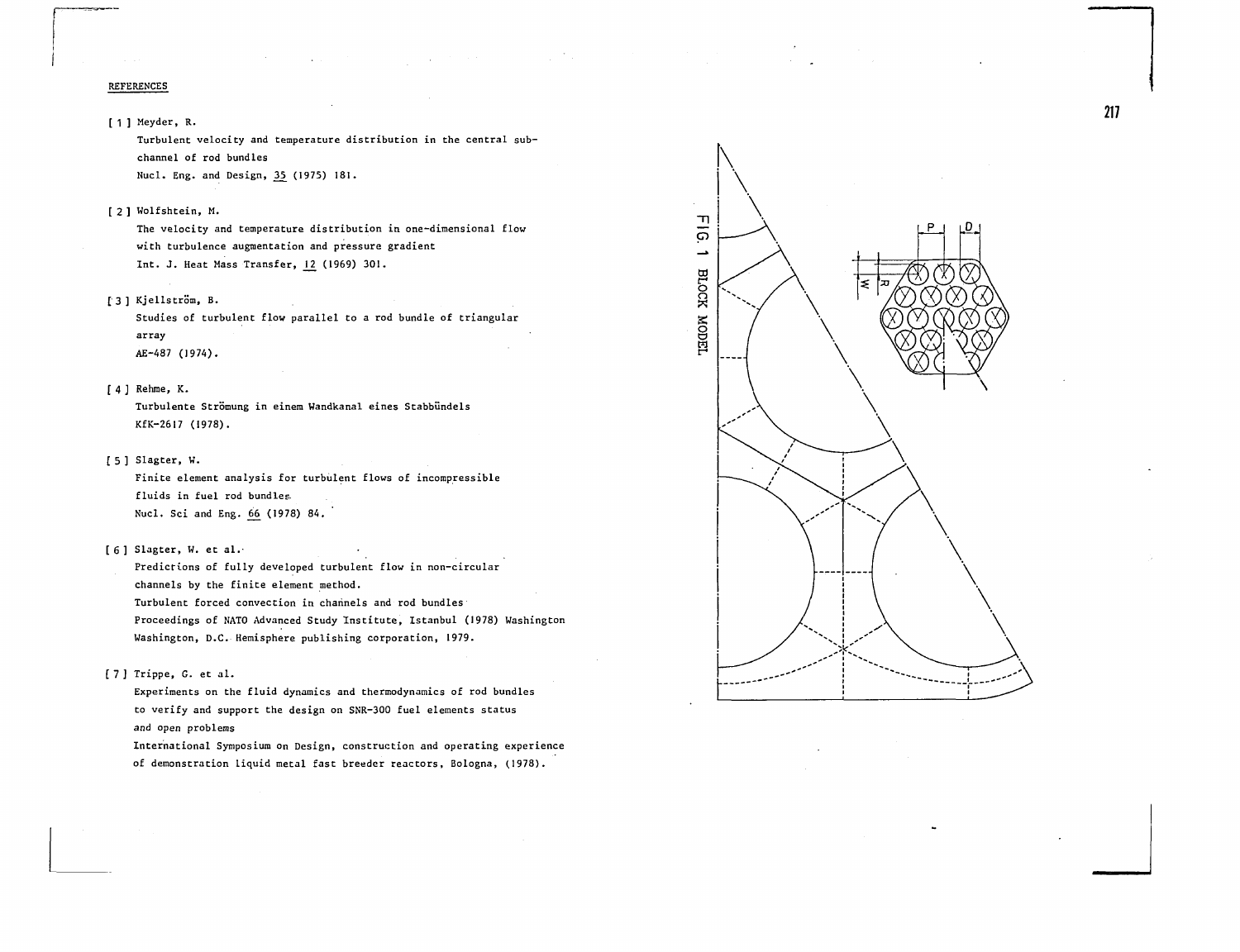REFERENCES

[1] Meyder, R.
Turbulent velocity and temperature distribution in the central sub-channel of rod bundles
Nucl. Eng. and Design, 35 (1975) 181.

[2] Wolfshtein, M.
The velocity and temperature distribution in one-dimensional flow with turbulence augmentation and pressure gradient
Int. J. Heat Mass Transfer, 12 (1969) 301.

[3] Kjellström, B.
Studies of turbulent flow parallel to a rod bundle of triangular array
AE-487 (1974).

[4] Rehme, K.
Turbulente Strömung in einem Wandkanal eines Stabbündels
KfK-2617 (1978).

[5] Slagter, W.
Finite element analysis for turbulent flows of incompressible fluids in fuel rod bundles
Nucl. Sci and Eng. 66 (1978) 84.

[6] Slagter, W. et al.
Predictions of fully developed turbulent flow in non-circular channels by the finite element method.
Turbulent forced convection in channels and rod bundles
Proceedings of NATO Advanced Study Institute, Istanbul (1978) Washington
Washington, D.C. Hemisphere publishing corporation, 1979.

[7] Trippe, G. et al.
Experiments on the fluid dynamics and thermodynamics of rod bundles to verify and support the design on SNR-300 fuel elements status and open problems
International Symposium on Design, construction and operating experience of demonstration liquid metal fast breeder reactors, Bologna, (1978).

FIG. 1 BLOCK MODEL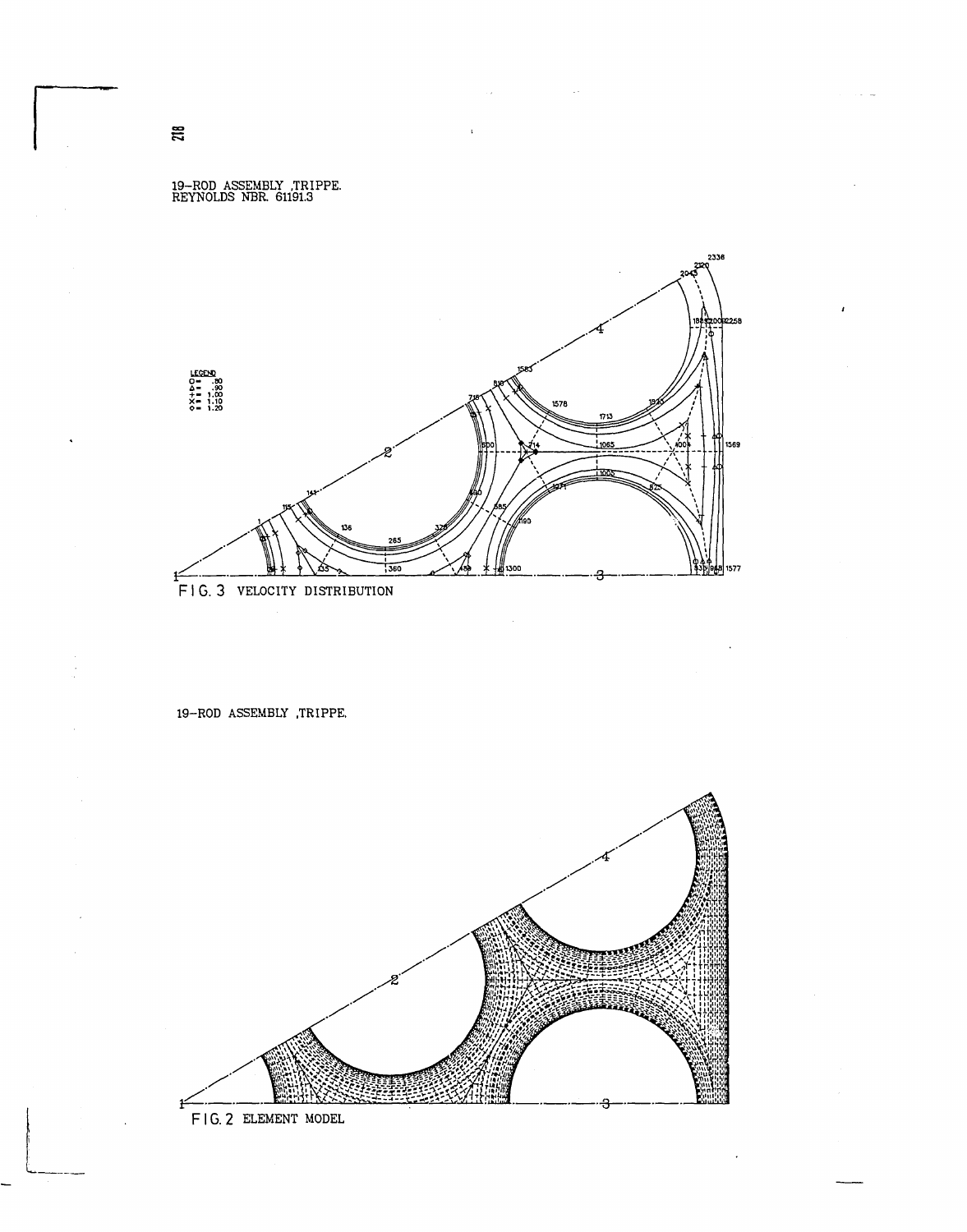19-ROD ASSEMBLY ,TRIPPE.
REYNOLDS NBR. 61191.3

LEGEND
O= .80
Δ= .90
+= 1.00
X= 1.10
◇= 1.20

2338
2320
2043
1885
2002
2258
4
1583
810
718
1578
1923
1713
2
500
714
1065
1004
1569
1005
141
115
1071
825
136
265
320
585
1190
1
135
360
450
1300
3
939
958
1577
1

FIG. 3 VELOCITY DISTRIBUTION

19-ROD ASSEMBLY ,TRIPPE.

4
2
1
3

FIG. 2 ELEMENT MODEL